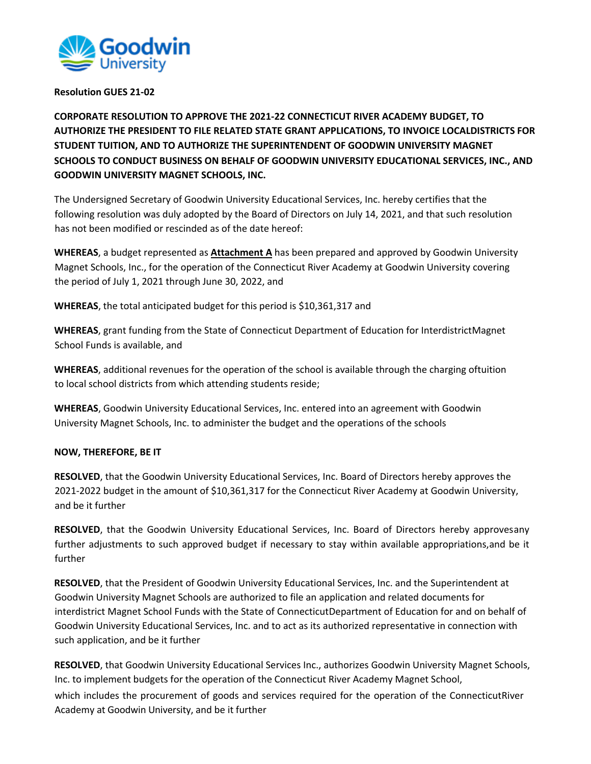**Resolution GUES 21-02**

**CORPORATE RESOLUTION TO APPROVE THE 2021-22 CONNECTICUT RIVER ACADEMY BUDGET, TO AUTHORIZE THE PRESIDENT TO FILE RELATED STATE GRANT APPLICATIONS, TO INVOICE LOCALDISTRICTS FOR STUDENT TUITION, AND TO AUTHORIZE THE SUPERINTENDENT OF GOODWIN UNIVERSITY MAGNET SCHOOLS TO CONDUCT BUSINESS ON BEHALF OF GOODWIN UNIVERSITY EDUCATIONAL SERVICES, INC., AND GOODWIN UNIVERSITY MAGNET SCHOOLS, INC.**

The Undersigned Secretary of Goodwin University Educational Services, Inc. hereby certifies that the following resolution was duly adopted by the Board of Directors on July 14, 2021, and that such resolution has not been modified or rescinded as of the date hereof:

**WHEREAS**, a budget represented as **Attachment A** has been prepared and approved by Goodwin University Magnet Schools, Inc., for the operation of the Connecticut River Academy at Goodwin University covering the period of July 1, 2021 through June 30, 2022, and

**WHEREAS**, the total anticipated budget for this period is $10,361,317 and

**WHEREAS**, grant funding from the State of Connecticut Department of Education for InterdistrictMagnet School Funds is available, and

**WHEREAS**, additional revenues for the operation of the school is available through the charging oftuition to local school districts from which attending students reside;

**WHEREAS**, Goodwin University Educational Services, Inc. entered into an agreement with Goodwin University Magnet Schools, Inc. to administer the budget and the operations of the schools

**NOW, THEREFORE, BE IT**

**RESOLVED**, that the Goodwin University Educational Services, Inc. Board of Directors hereby approves the 2021-2022 budget in the amount of $10,361,317 for the Connecticut River Academy at Goodwin University, and be it further

**RESOLVED**, that the Goodwin University Educational Services, Inc. Board of Directors hereby approvesany further adjustments to such approved budget if necessary to stay within available appropriations,and be it further

**RESOLVED**, that the President of Goodwin University Educational Services, Inc. and the Superintendent at Goodwin University Magnet Schools are authorized to file an application and related documents for interdistrict Magnet School Funds with the State of ConnecticutDepartment of Education for and on behalf of Goodwin University Educational Services, Inc. and to act as its authorized representative in connection with such application, and be it further

**RESOLVED**, that Goodwin University Educational Services Inc., authorizes Goodwin University Magnet Schools, Inc. to implement budgets for the operation of the Connecticut River Academy Magnet School, which includes the procurement of goods and services required for the operation of the ConnecticutRiver Academy at Goodwin University, and be it further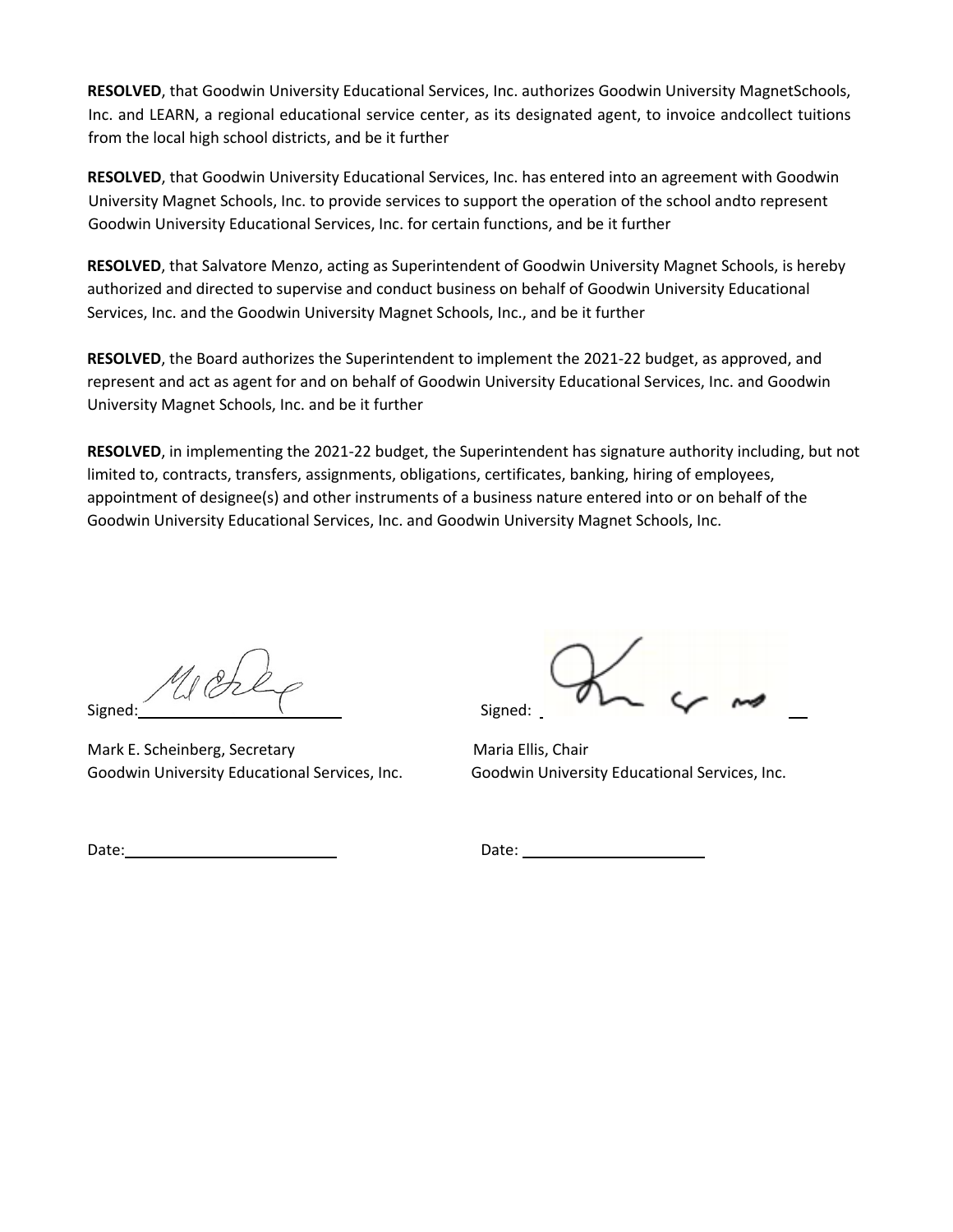**RESOLVED**, that Goodwin University Educational Services, Inc. authorizes Goodwin University MagnetSchools, Inc. and LEARN, a regional educational service center, as its designated agent, to invoice andcollect tuitions from the local high school districts, and be it further

**RESOLVED**, that Goodwin University Educational Services, Inc. has entered into an agreement with Goodwin University Magnet Schools, Inc. to provide services to support the operation of the school andto represent Goodwin University Educational Services, Inc. for certain functions, and be it further

**RESOLVED**, that Salvatore Menzo, acting as Superintendent of Goodwin University Magnet Schools, is hereby authorized and directed to supervise and conduct business on behalf of Goodwin University Educational Services, Inc. and the Goodwin University Magnet Schools, Inc., and be it further

**RESOLVED**, the Board authorizes the Superintendent to implement the 2021-22 budget, as approved, and represent and act as agent for and on behalf of Goodwin University Educational Services, Inc. and Goodwin University Magnet Schools, Inc. and be it further

**RESOLVED**, in implementing the 2021-22 budget, the Superintendent has signature authority including, but not limited to, contracts, transfers, assignments, obligations, certificates, banking, hiring of employees, appointment of designee(s) and other instruments of a business nature entered into or on behalf of the Goodwin University Educational Services, Inc. and Goodwin University Magnet Schools, Inc.

Signed: ______________________

Mark E. Scheinberg, Secretary
Goodwin University Educational Services, Inc.

Date: ______________________

Signed: ______________________

Maria Ellis, Chair
Goodwin University Educational Services, Inc.

Date: ______________________